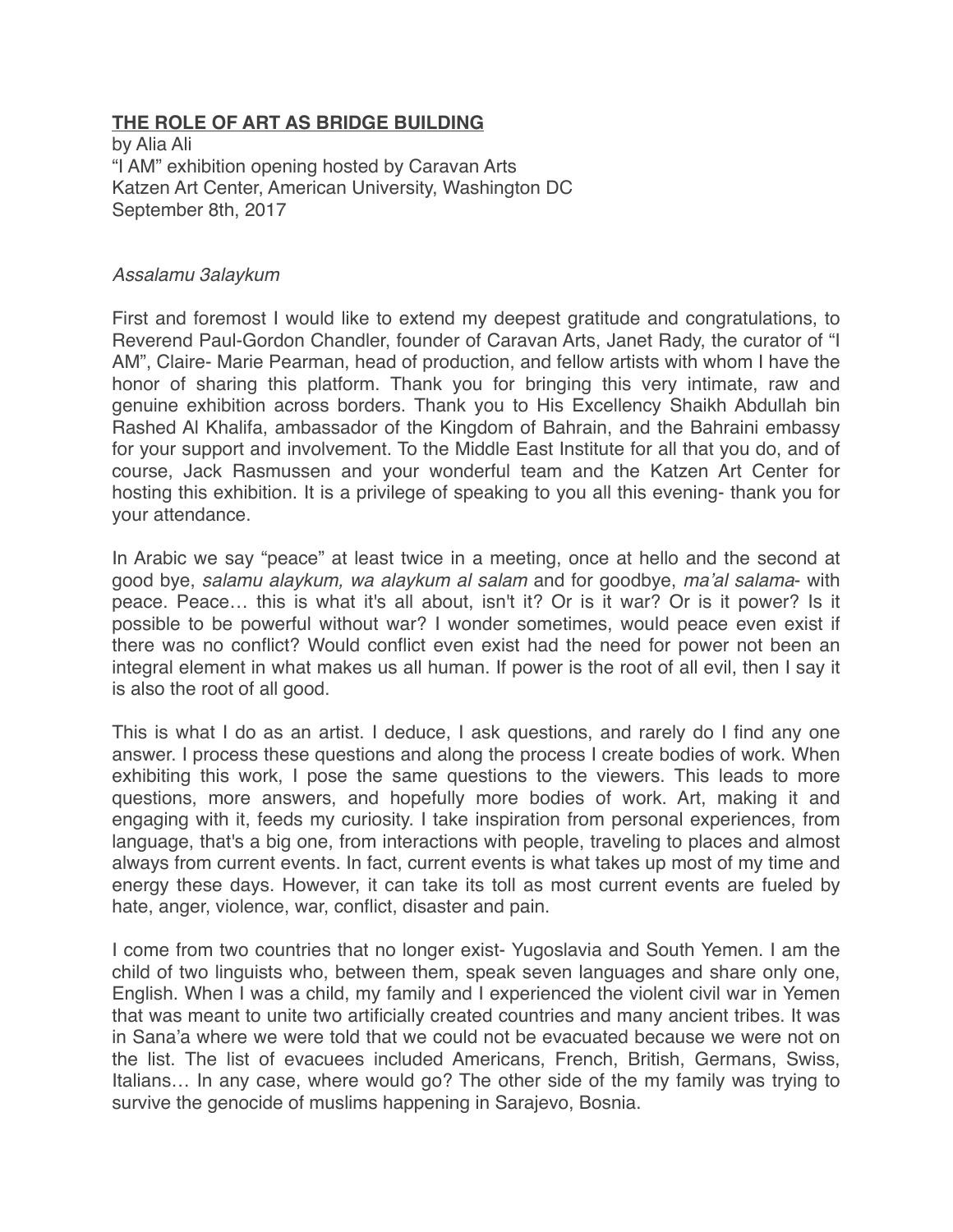# THE ROLE OF ART AS BRIDGE BUILDING

by Alia Ali
"I AM" exhibition opening hosted by Caravan Arts
Katzen Art Center, American University, Washington DC
September 8th, 2017

*Assalamu 3alaykum*

First and foremost I would like to extend my deepest gratitude and congratulations, to Reverend Paul-Gordon Chandler, founder of Caravan Arts, Janet Rady, the curator of "I AM", Claire- Marie Pearman, head of production, and fellow artists with whom I have the honor of sharing this platform. Thank you for bringing this very intimate, raw and genuine exhibition across borders. Thank you to His Excellency Shaikh Abdullah bin Rashed Al Khalifa, ambassador of the Kingdom of Bahrain, and the Bahraini embassy for your support and involvement. To the Middle East Institute for all that you do, and of course, Jack Rasmussen and your wonderful team and the Katzen Art Center for hosting this exhibition. It is a privilege of speaking to you all this evening- thank you for your attendance.

In Arabic we say "peace" at least twice in a meeting, once at hello and the second at good bye, *salamu alaykum, wa alaykum al salam* and for goodbye, *ma'al salama*- with peace. Peace… this is what it's all about, isn't it? Or is it war? Or is it power? Is it possible to be powerful without war? I wonder sometimes, would peace even exist if there was no conflict? Would conflict even exist had the need for power not been an integral element in what makes us all human. If power is the root of all evil, then I say it is also the root of all good.

This is what I do as an artist. I deduce, I ask questions, and rarely do I find any one answer. I process these questions and along the process I create bodies of work. When exhibiting this work, I pose the same questions to the viewers. This leads to more questions, more answers, and hopefully more bodies of work. Art, making it and engaging with it, feeds my curiosity. I take inspiration from personal experiences, from language, that's a big one, from interactions with people, traveling to places and almost always from current events. In fact, current events is what takes up most of my time and energy these days. However, it can take its toll as most current events are fueled by hate, anger, violence, war, conflict, disaster and pain.

I come from two countries that no longer exist- Yugoslavia and South Yemen. I am the child of two linguists who, between them, speak seven languages and share only one, English. When I was a child, my family and I experienced the violent civil war in Yemen that was meant to unite two artificially created countries and many ancient tribes. It was in Sana'a where we were told that we could not be evacuated because we were not on the list. The list of evacuees included Americans, French, British, Germans, Swiss, Italians… In any case, where would go? The other side of the my family was trying to survive the genocide of muslims happening in Sarajevo, Bosnia.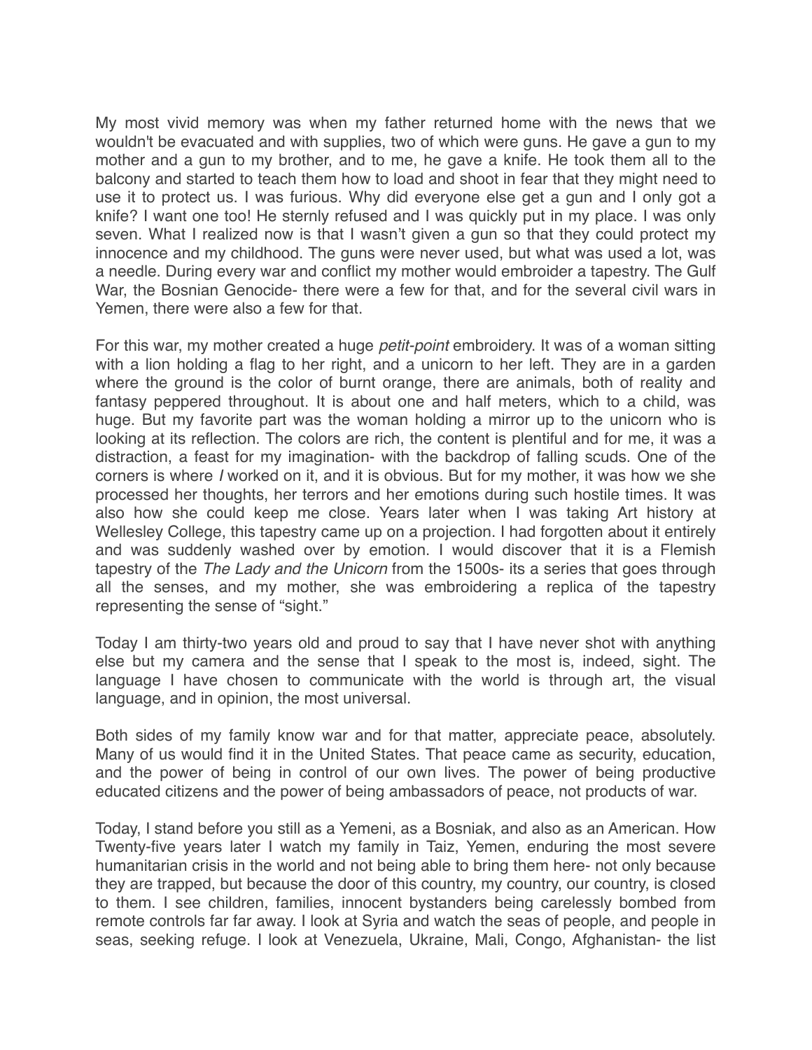My most vivid memory was when my father returned home with the news that we wouldn't be evacuated and with supplies, two of which were guns. He gave a gun to my mother and a gun to my brother, and to me, he gave a knife. He took them all to the balcony and started to teach them how to load and shoot in fear that they might need to use it to protect us. I was furious. Why did everyone else get a gun and I only got a knife? I want one too! He sternly refused and I was quickly put in my place. I was only seven. What I realized now is that I wasn't given a gun so that they could protect my innocence and my childhood. The guns were never used, but what was used a lot, was a needle. During every war and conflict my mother would embroider a tapestry. The Gulf War, the Bosnian Genocide- there were a few for that, and for the several civil wars in Yemen, there were also a few for that.

For this war, my mother created a huge *petit-point* embroidery. It was of a woman sitting with a lion holding a flag to her right, and a unicorn to her left. They are in a garden where the ground is the color of burnt orange, there are animals, both of reality and fantasy peppered throughout. It is about one and half meters, which to a child, was huge. But my favorite part was the woman holding a mirror up to the unicorn who is looking at its reflection. The colors are rich, the content is plentiful and for me, it was a distraction, a feast for my imagination- with the backdrop of falling scuds. One of the corners is where *I* worked on it, and it is obvious. But for my mother, it was how we she processed her thoughts, her terrors and her emotions during such hostile times. It was also how she could keep me close. Years later when I was taking Art history at Wellesley College, this tapestry came up on a projection. I had forgotten about it entirely and was suddenly washed over by emotion. I would discover that it is a Flemish tapestry of the *The Lady and the Unicorn* from the 1500s- its a series that goes through all the senses, and my mother, she was embroidering a replica of the tapestry representing the sense of "sight."

Today I am thirty-two years old and proud to say that I have never shot with anything else but my camera and the sense that I speak to the most is, indeed, sight. The language I have chosen to communicate with the world is through art, the visual language, and in opinion, the most universal.

Both sides of my family know war and for that matter, appreciate peace, absolutely. Many of us would find it in the United States. That peace came as security, education, and the power of being in control of our own lives. The power of being productive educated citizens and the power of being ambassadors of peace, not products of war.

Today, I stand before you still as a Yemeni, as a Bosniak, and also as an American. How Twenty-five years later I watch my family in Taiz, Yemen, enduring the most severe humanitarian crisis in the world and not being able to bring them here- not only because they are trapped, but because the door of this country, my country, our country, is closed to them. I see children, families, innocent bystanders being carelessly bombed from remote controls far far away. I look at Syria and watch the seas of people, and people in seas, seeking refuge. I look at Venezuela, Ukraine, Mali, Congo, Afghanistan- the list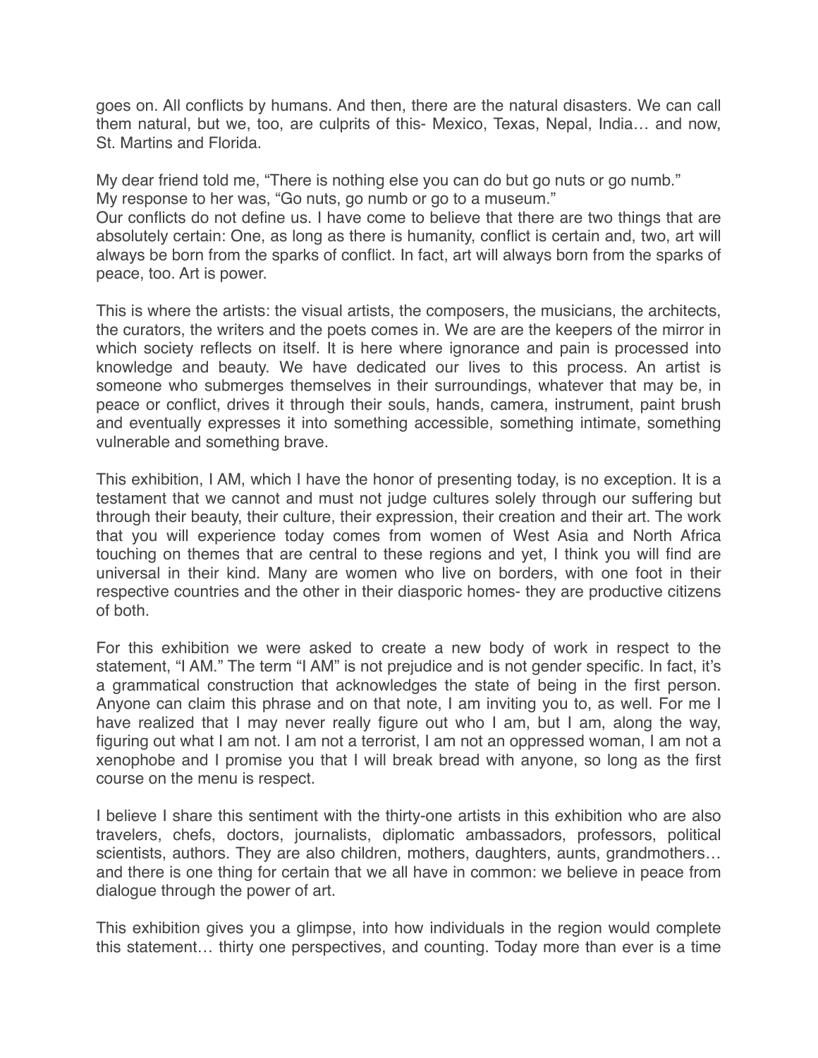goes on. All conflicts by humans. And then, there are the natural disasters. We can call them natural, but we, too, are culprits of this- Mexico, Texas, Nepal, India… and now, St. Martins and Florida.

My dear friend told me, "There is nothing else you can do but go nuts or go numb."
My response to her was, "Go nuts, go numb or go to a museum."
Our conflicts do not define us. I have come to believe that there are two things that are absolutely certain: One, as long as there is humanity, conflict is certain and, two, art will always be born from the sparks of conflict. In fact, art will always born from the sparks of peace, too. Art is power.

This is where the artists: the visual artists, the composers, the musicians, the architects, the curators, the writers and the poets comes in. We are are the keepers of the mirror in which society reflects on itself. It is here where ignorance and pain is processed into knowledge and beauty. We have dedicated our lives to this process. An artist is someone who submerges themselves in their surroundings, whatever that may be, in peace or conflict, drives it through their souls, hands, camera, instrument, paint brush and eventually expresses it into something accessible, something intimate, something vulnerable and something brave.

This exhibition, I AM, which I have the honor of presenting today, is no exception. It is a testament that we cannot and must not judge cultures solely through our suffering but through their beauty, their culture, their expression, their creation and their art. The work that you will experience today comes from women of West Asia and North Africa touching on themes that are central to these regions and yet, I think you will find are universal in their kind. Many are women who live on borders, with one foot in their respective countries and the other in their diasporic homes- they are productive citizens of both.

For this exhibition we were asked to create a new body of work in respect to the statement, "I AM." The term "I AM" is not prejudice and is not gender specific. In fact, it's a grammatical construction that acknowledges the state of being in the first person. Anyone can claim this phrase and on that note, I am inviting you to, as well. For me I have realized that I may never really figure out who I am, but I am, along the way, figuring out what I am not. I am not a terrorist, I am not an oppressed woman, I am not a xenophobe and I promise you that I will break bread with anyone, so long as the first course on the menu is respect.

I believe I share this sentiment with the thirty-one artists in this exhibition who are also travelers, chefs, doctors, journalists, diplomatic ambassadors, professors, political scientists, authors. They are also children, mothers, daughters, aunts, grandmothers… and there is one thing for certain that we all have in common: we believe in peace from dialogue through the power of art.

This exhibition gives you a glimpse, into how individuals in the region would complete this statement… thirty one perspectives, and counting. Today more than ever is a time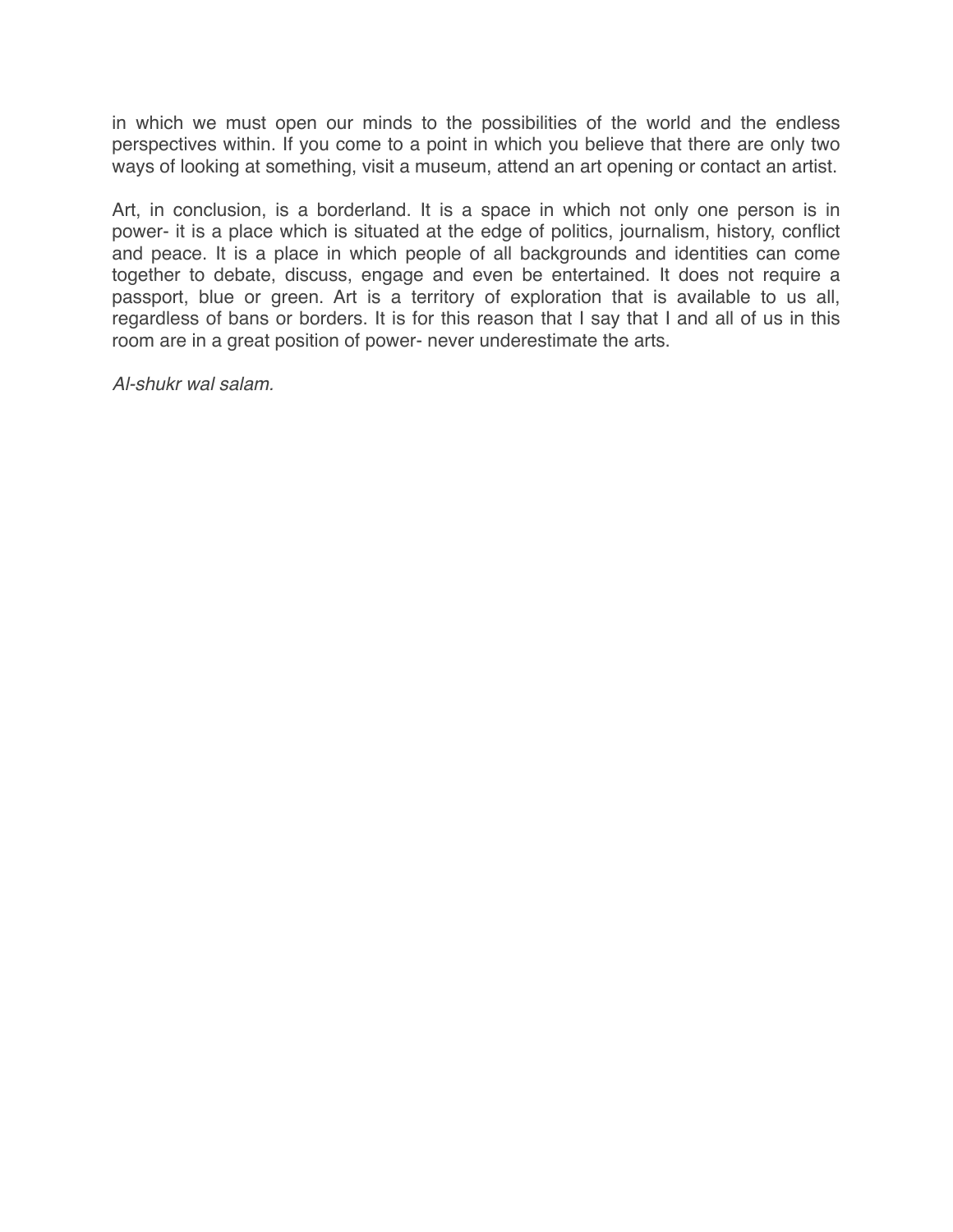in which we must open our minds to the possibilities of the world and the endless perspectives within. If you come to a point in which you believe that there are only two ways of looking at something, visit a museum, attend an art opening or contact an artist.

Art, in conclusion, is a borderland. It is a space in which not only one person is in power- it is a place which is situated at the edge of politics, journalism, history, conflict and peace. It is a place in which people of all backgrounds and identities can come together to debate, discuss, engage and even be entertained. It does not require a passport, blue or green. Art is a territory of exploration that is available to us all, regardless of bans or borders. It is for this reason that I say that I and all of us in this room are in a great position of power- never underestimate the arts.

*Al-shukr wal salam.*